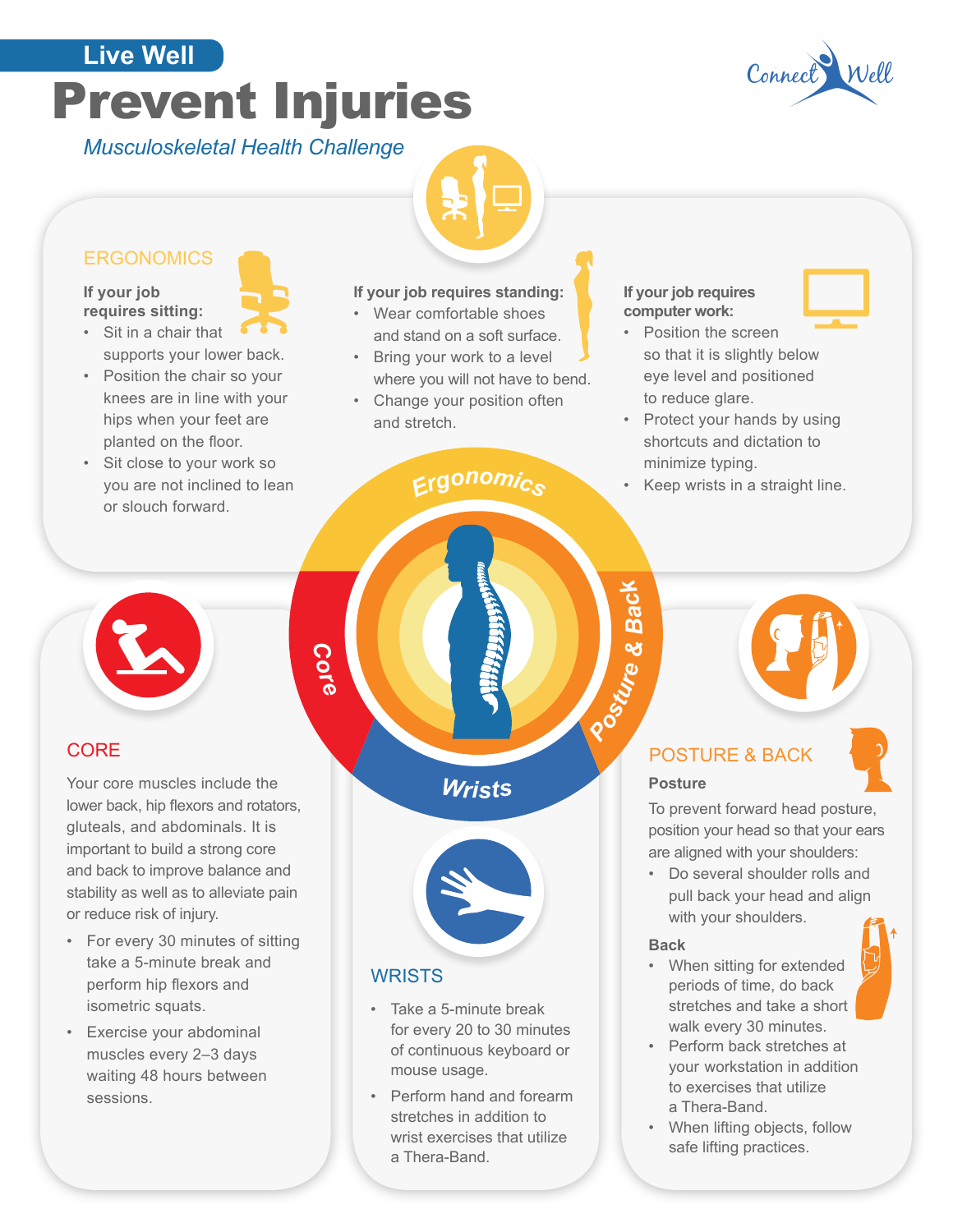Live Well

# Prevent Injuries

*Musculoskeletal Health Challenge*

## ERGONOMICS

**If your job requires sitting:**

- Sit in a chair that supports your lower back.
- Position the chair so your knees are in line with your hips when your feet are planted on the floor.
- Sit close to your work so you are not inclined to lean or slouch forward.

**If your job requires standing:**

- Wear comfortable shoes and stand on a soft surface.
- Bring your work to a level where you will not have to bend.
- Change your position often and stretch.

**If your job requires computer work:**

- Position the screen so that it is slightly below eye level and positioned to reduce glare.
- Protect your hands by using shortcuts and dictation to minimize typing.
- Keep wrists in a straight line.

Ergonomics

Core

Posture & Back

Wrists

## CORE

Your core muscles include the lower back, hip flexors and rotators, gluteals, and abdominals. It is important to build a strong core and back to improve balance and stability as well as to alleviate pain or reduce risk of injury.

- For every 30 minutes of sitting take a 5-minute break and perform hip flexors and isometric squats.
- Exercise your abdominal muscles every 2–3 days waiting 48 hours between sessions.

## WRISTS

- Take a 5-minute break for every 20 to 30 minutes of continuous keyboard or mouse usage.
- Perform hand and forearm stretches in addition to wrist exercises that utilize a Thera-Band.

## POSTURE & BACK

**Posture**

To prevent forward head posture, position your head so that your ears are aligned with your shoulders:

- Do several shoulder rolls and pull back your head and align with your shoulders.

**Back**

- When sitting for extended periods of time, do back stretches and take a short walk every 30 minutes.
- Perform back stretches at your workstation in addition to exercises that utilize a Thera-Band.
- When lifting objects, follow safe lifting practices.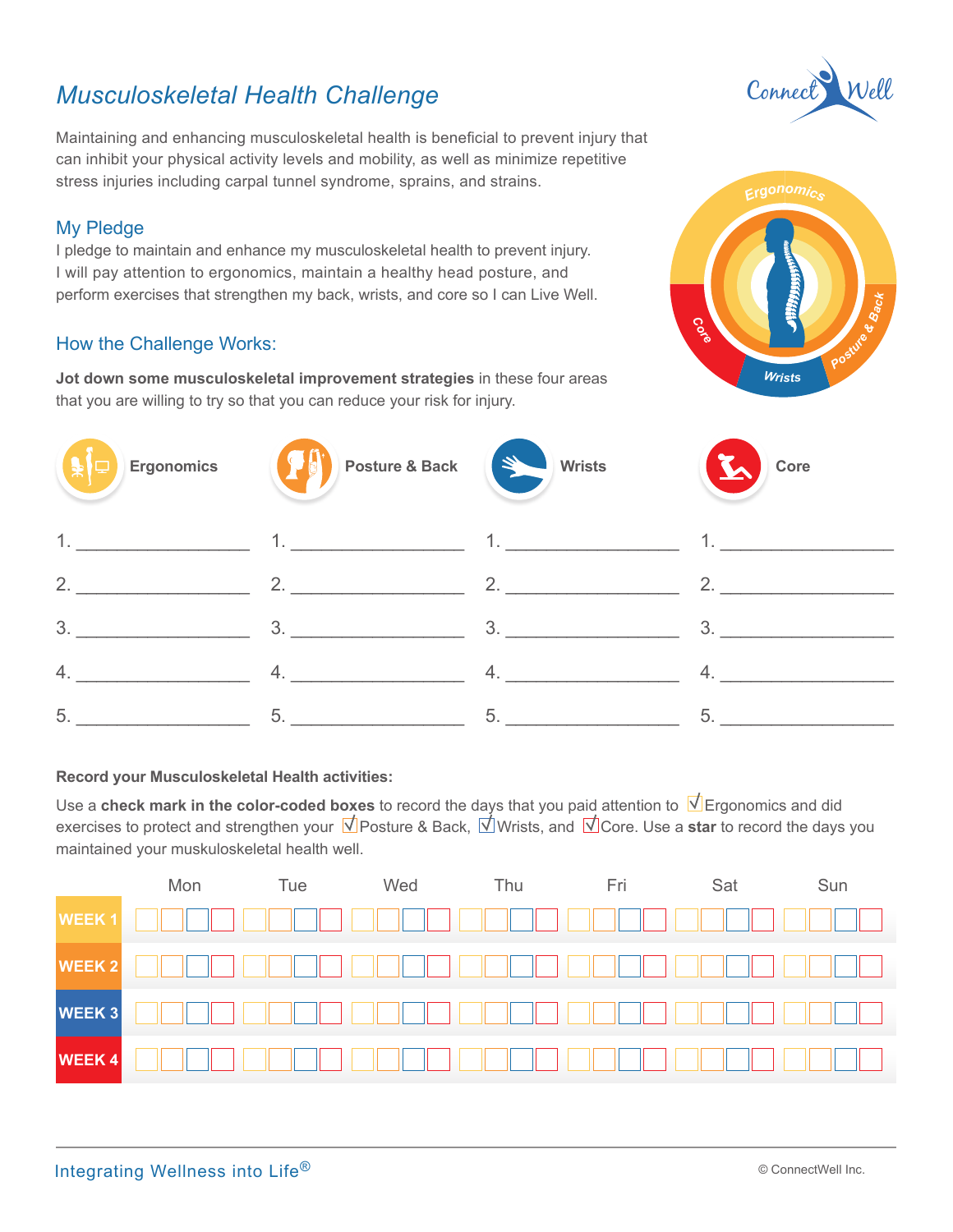// Musculoskeletal Health Challenge

Maintaining and enhancing musculoskeletal health is beneficial to prevent injury that can inhibit your physical activity levels and mobility, as well as minimize repetitive stress injuries including carpal tunnel syndrome, sprains, and strains.

## My Pledge

I pledge to maintain and enhance my musculoskeletal health to prevent injury. I will pay attention to ergonomics, maintain a healthy head posture, and perform exercises that strengthen my back, wrists, and core so I can Live Well.

## How the Challenge Works:

**Jot down some musculoskeletal improvement strategies** in these four areas that you are willing to try so that you can reduce your risk for injury.

| Ergonomics | Posture & Back | Wrists | Core |
|---|---|---|---|
| 1. ________________ | 1. ________________ | 1. ________________ | 1. ________________ |
| 2. ________________ | 2. ________________ | 2. ________________ | 2. ________________ |
| 3. ________________ | 3. ________________ | 3. ________________ | 3. ________________ |
| 4. ________________ | 4. ________________ | 4. ________________ | 4. ________________ |
| 5. ________________ | 5. ________________ | 5. ________________ | 5. ________________ |

**Record your Musculoskeletal Health activities:**

Use a **check mark in the color-coded boxes** to record the days that you paid attention to ☑Ergonomics and did exercises to protect and strengthen your ☑Posture & Back, ☑Wrists, and ☑Core. Use a **star** to record the days you maintained your muskuloskeletal health well.

| | Mon | Tue | Wed | Thu | Fri | Sat | Sun |
|---|---|---|---|---|---|---|---|
| **WEEK 1** | ☐☐☐☐ | ☐☐☐☐ | ☐☐☐☐ | ☐☐☐☐ | ☐☐☐☐ | ☐☐☐☐ | ☐☐☐☐ |
| **WEEK 2** | ☐☐☐☐ | ☐☐☐☐ | ☐☐☐☐ | ☐☐☐☐ | ☐☐☐☐ | ☐☐☐☐ | ☐☐☐☐ |
| **WEEK 3** | ☐☐☐☐ | ☐☐☐☐ | ☐☐☐☐ | ☐☐☐☐ | ☐☐☐☐ | ☐☐☐☐ | ☐☐☐☐ |
| **WEEK 4** | ☐☐☐☐ | ☐☐☐☐ | ☐☐☐☐ | ☐☐☐☐ | ☐☐☐☐ | ☐☐☐☐ | ☐☐☐☐ |

Integrating Wellness into Life®

© ConnectWell Inc.